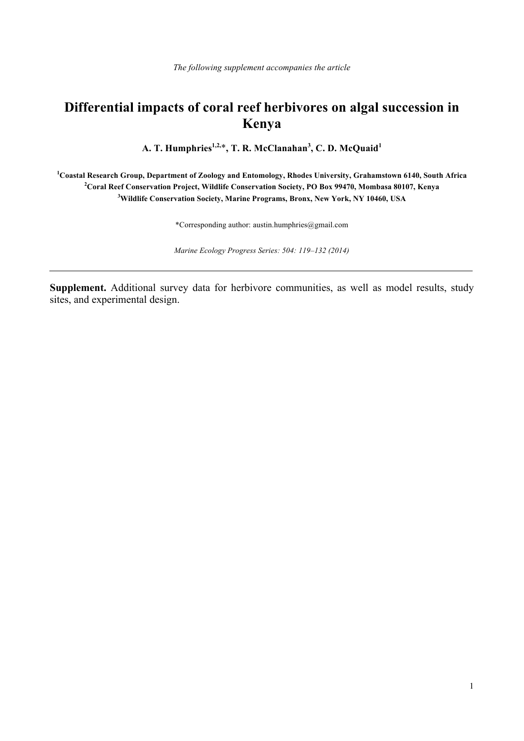*The following supplement accompanies the article*

# Differential impacts of coral reef herbivores on algal succession in Kenya

**A. T. Humphries[1,2,*], T. R. McClanahan[3], C. D. McQuaid[1]**

**[1]Coastal Research Group, Department of Zoology and Entomology, Rhodes University, Grahamstown 6140, South Africa**
**[2]Coral Reef Conservation Project, Wildlife Conservation Society, PO Box 99470, Mombasa 80107, Kenya**
**[3]Wildlife Conservation Society, Marine Programs, Bronx, New York, NY 10460, USA**

*Corresponding author: austin.humphries@gmail.com

*Marine Ecology Progress Series: 504: 119–132 (2014)*

---

**Supplement.** Additional survey data for herbivore communities, as well as model results, study sites, and experimental design.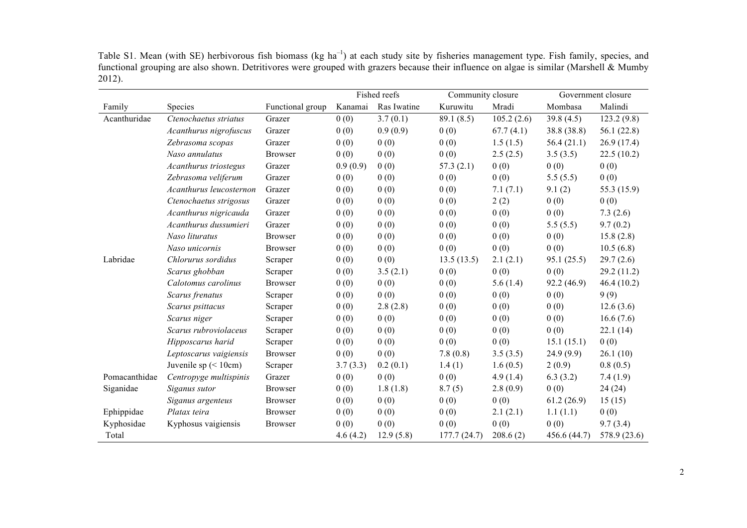Table S1. Mean (with SE) herbivorous fish biomass (kg ha$^{-1}$) at each study site by fisheries management type. Fish family, species, and functional grouping are also shown. Detritivores were grouped with grazers because their influence on algae is similar (Marshall & Mumby 2012).

| | | | Fished reefs | | Community closure | | Government closure | |
|---|---|---|---|---|---|---|---|---|
| Family | Species | Functional group | Kanamai | Ras Iwatine | Kuruwitu | Mradi | Mombasa | Malindi |
| Acanthuridae | *Ctenochaetus striatus* | Grazer | 0 (0) | 3.7 (0.1) | 89.1 (8.5) | 105.2 (2.6) | 39.8 (4.5) | 123.2 (9.8) |
| | *Acanthurus nigrofuscus* | Grazer | 0 (0) | 0.9 (0.9) | 0 (0) | 67.7 (4.1) | 38.8 (38.8) | 56.1 (22.8) |
| | *Zebrasoma scopas* | Grazer | 0 (0) | 0 (0) | 0 (0) | 1.5 (1.5) | 56.4 (21.1) | 26.9 (17.4) |
| | *Naso annulatus* | Browser | 0 (0) | 0 (0) | 0 (0) | 2.5 (2.5) | 3.5 (3.5) | 22.5 (10.2) |
| | *Acanthurus triostegus* | Grazer | 0.9 (0.9) | 0 (0) | 57.3 (2.1) | 0 (0) | 0 (0) | 0 (0) |
| | *Zebrasoma veliferum* | Grazer | 0 (0) | 0 (0) | 0 (0) | 0 (0) | 5.5 (5.5) | 0 (0) |
| | *Acanthurus leucosternon* | Grazer | 0 (0) | 0 (0) | 0 (0) | 7.1 (7.1) | 9.1 (2) | 55.3 (15.9) |
| | *Ctenochaetus strigosus* | Grazer | 0 (0) | 0 (0) | 0 (0) | 2 (2) | 0 (0) | 0 (0) |
| | *Acanthurus nigricauda* | Grazer | 0 (0) | 0 (0) | 0 (0) | 0 (0) | 0 (0) | 7.3 (2.6) |
| | *Acanthurus dussumieri* | Grazer | 0 (0) | 0 (0) | 0 (0) | 0 (0) | 5.5 (5.5) | 9.7 (0.2) |
| | *Naso lituratus* | Browser | 0 (0) | 0 (0) | 0 (0) | 0 (0) | 0 (0) | 15.8 (2.8) |
| | *Naso unicornis* | Browser | 0 (0) | 0 (0) | 0 (0) | 0 (0) | 0 (0) | 10.5 (6.8) |
| Labridae | *Chlorurus sordidus* | Scraper | 0 (0) | 0 (0) | 13.5 (13.5) | 2.1 (2.1) | 95.1 (25.5) | 29.7 (2.6) |
| | *Scarus ghobban* | Scraper | 0 (0) | 3.5 (2.1) | 0 (0) | 0 (0) | 0 (0) | 29.2 (11.2) |
| | *Calotomus carolinus* | Browser | 0 (0) | 0 (0) | 0 (0) | 5.6 (1.4) | 92.2 (46.9) | 46.4 (10.2) |
| | *Scarus frenatus* | Scraper | 0 (0) | 0 (0) | 0 (0) | 0 (0) | 0 (0) | 9 (9) |
| | *Scarus psittacus* | Scraper | 0 (0) | 2.8 (2.8) | 0 (0) | 0 (0) | 0 (0) | 12.6 (3.6) |
| | *Scarus niger* | Scraper | 0 (0) | 0 (0) | 0 (0) | 0 (0) | 0 (0) | 16.6 (7.6) |
| | *Scarus rubroviolaceus* | Scraper | 0 (0) | 0 (0) | 0 (0) | 0 (0) | 0 (0) | 22.1 (14) |
| | *Hipposcarus harid* | Scraper | 0 (0) | 0 (0) | 0 (0) | 0 (0) | 15.1 (15.1) | 0 (0) |
| | *Leptoscarus vaigiensis* | Browser | 0 (0) | 0 (0) | 7.8 (0.8) | 3.5 (3.5) | 24.9 (9.9) | 26.1 (10) |
| | Juvenile sp (< 10cm) | Scraper | 3.7 (3.3) | 0.2 (0.1) | 1.4 (1) | 1.6 (0.5) | 2 (0.9) | 0.8 (0.5) |
| Pomacanthidae | *Centropyge multispinis* | Grazer | 0 (0) | 0 (0) | 0 (0) | 4.9 (1.4) | 6.3 (3.2) | 7.4 (1.9) |
| Siganidae | *Siganus sutor* | Browser | 0 (0) | 1.8 (1.8) | 8.7 (5) | 2.8 (0.9) | 0 (0) | 24 (24) |
| | *Siganus argenteus* | Browser | 0 (0) | 0 (0) | 0 (0) | 0 (0) | 61.2 (26.9) | 15 (15) |
| Ephippidae | *Platax teira* | Browser | 0 (0) | 0 (0) | 0 (0) | 2.1 (2.1) | 1.1 (1.1) | 0 (0) |
| Kyphosidae | Kyphosus vaigiensis | Browser | 0 (0) | 0 (0) | 0 (0) | 0 (0) | 0 (0) | 9.7 (3.4) |
| Total | | | 4.6 (4.2) | 12.9 (5.8) | 177.7 (24.7) | 208.6 (2) | 456.6 (44.7) | 578.9 (23.6) |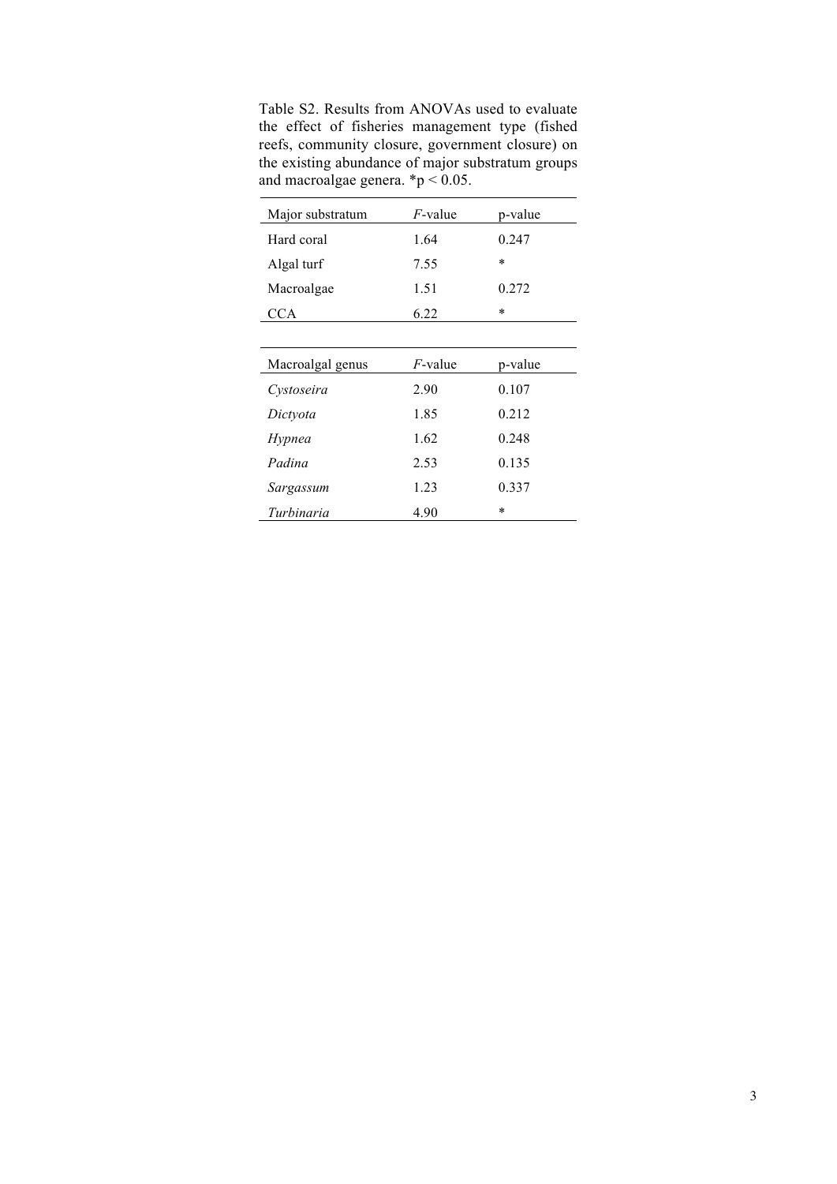Table S2. Results from ANOVAs used to evaluate the effect of fisheries management type (fished reefs, community closure, government closure) on the existing abundance of major substratum groups and macroalgae genera. * $p < 0.05$.

| Major substratum | *F*-value | p-value |
|---|---|---|
| Hard coral | 1.64 | 0.247 |
| Algal turf | 7.55 | * |
| Macroalgae | 1.51 | 0.272 |
| CCA | 6.22 | * |

| Macroalgal genus | *F*-value | p-value |
|---|---|---|
| *Cystoseira* | 2.90 | 0.107 |
| *Dictyota* | 1.85 | 0.212 |
| *Hypnea* | 1.62 | 0.248 |
| *Padina* | 2.53 | 0.135 |
| *Sargassum* | 1.23 | 0.337 |
| *Turbinaria* | 4.90 | * |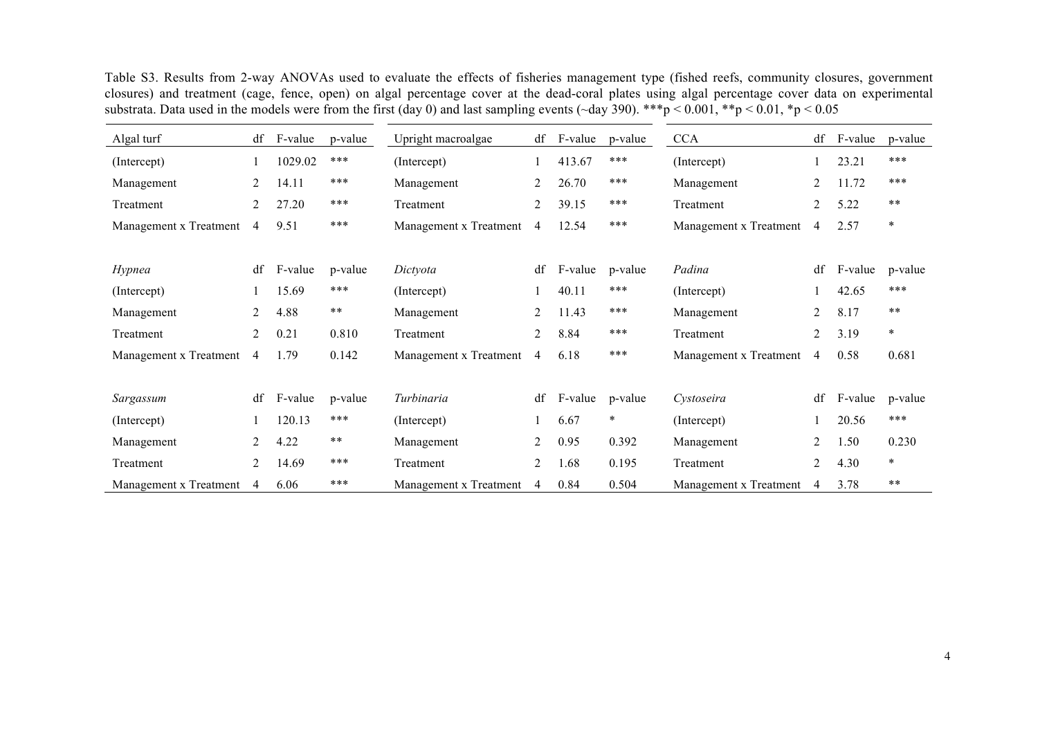Table S3. Results from 2-way ANOVAs used to evaluate the effects of fisheries management type (fished reefs, community closures, government closures) and treatment (cage, fence, open) on algal percentage cover at the dead-coral plates using algal percentage cover data on experimental substrata. Data used in the models were from the first (day 0) and last sampling events (~day 390). ***p < 0.001, **p < 0.01, *p < 0.05

| Algal turf | df | F-value | p-value | Upright macroalgae | df | F-value | p-value | CCA | df | F-value | p-value |
|---|---|---|---|---|---|---|---|---|---|---|---|
| (Intercept) | 1 | 1029.02 | *** | (Intercept) | 1 | 413.67 | *** | (Intercept) | 1 | 23.21 | *** |
| Management | 2 | 14.11 | *** | Management | 2 | 26.70 | *** | Management | 2 | 11.72 | *** |
| Treatment | 2 | 27.20 | *** | Treatment | 2 | 39.15 | *** | Treatment | 2 | 5.22 | ** |
| Management x Treatment | 4 | 9.51 | *** | Management x Treatment | 4 | 12.54 | *** | Management x Treatment | 4 | 2.57 | * |
| | | | | | | | | | | | |
| *Hypnea* | df | F-value | p-value | *Dictyota* | df | F-value | p-value | *Padina* | df | F-value | p-value |
| (Intercept) | 1 | 15.69 | *** | (Intercept) | 1 | 40.11 | *** | (Intercept) | 1 | 42.65 | *** |
| Management | 2 | 4.88 | ** | Management | 2 | 11.43 | *** | Management | 2 | 8.17 | ** |
| Treatment | 2 | 0.21 | 0.810 | Treatment | 2 | 8.84 | *** | Treatment | 2 | 3.19 | * |
| Management x Treatment | 4 | 1.79 | 0.142 | Management x Treatment | 4 | 6.18 | *** | Management x Treatment | 4 | 0.58 | 0.681 |
| | | | | | | | | | | | |
| *Sargassum* | df | F-value | p-value | *Turbinaria* | df | F-value | p-value | *Cystoseira* | df | F-value | p-value |
| (Intercept) | 1 | 120.13 | *** | (Intercept) | 1 | 6.67 | * | (Intercept) | 1 | 20.56 | *** |
| Management | 2 | 4.22 | ** | Management | 2 | 0.95 | 0.392 | Management | 2 | 1.50 | 0.230 |
| Treatment | 2 | 14.69 | *** | Treatment | 2 | 1.68 | 0.195 | Treatment | 2 | 4.30 | * |
| Management x Treatment | 4 | 6.06 | *** | Management x Treatment | 4 | 0.84 | 0.504 | Management x Treatment | 4 | 3.78 | ** |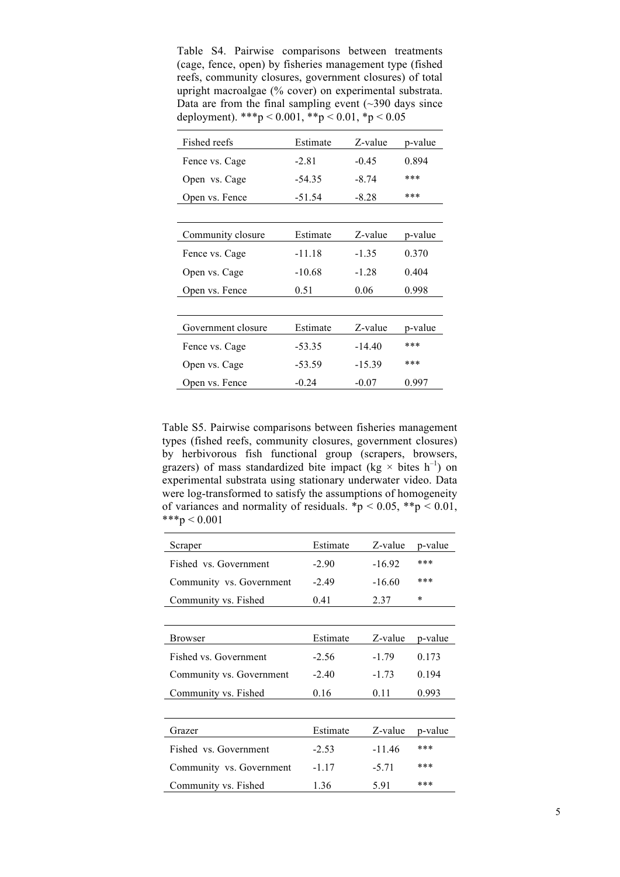Table S4. Pairwise comparisons between treatments (cage, fence, open) by fisheries management type (fished reefs, community closures, government closures) of total upright macroalgae (% cover) on experimental substrata. Data are from the final sampling event (~390 days since deployment). ***p < 0.001, **p < 0.01, *p < 0.05

| Fished reefs | Estimate | Z-value | p-value |
|---|---|---|---|
| Fence vs. Cage | -2.81 | -0.45 | 0.894 |
| Open vs. Cage | -54.35 | -8.74 | *** |
| Open vs. Fence | -51.54 | -8.28 | *** |

| Community closure | Estimate | Z-value | p-value |
|---|---|---|---|
| Fence vs. Cage | -11.18 | -1.35 | 0.370 |
| Open vs. Cage | -10.68 | -1.28 | 0.404 |
| Open vs. Fence | 0.51 | 0.06 | 0.998 |

| Government closure | Estimate | Z-value | p-value |
|---|---|---|---|
| Fence vs. Cage | -53.35 | -14.40 | *** |
| Open vs. Cage | -53.59 | -15.39 | *** |
| Open vs. Fence | -0.24 | -0.07 | 0.997 |

Table S5. Pairwise comparisons between fisheries management types (fished reefs, community closures, government closures) by herbivorous fish functional group (scrapers, browsers, grazers) of mass standardized bite impact (kg × bites $h^{-1}$) on experimental substrata using stationary underwater video. Data were log-transformed to satisfy the assumptions of homogeneity of variances and normality of residuals. *p < 0.05, **p < 0.01, ***p < 0.001

| Scraper | Estimate | Z-value | p-value |
|---|---|---|---|
| Fished vs. Government | -2.90 | -16.92 | *** |
| Community vs. Government | -2.49 | -16.60 | *** |
| Community vs. Fished | 0.41 | 2.37 | * |

| Browser | Estimate | Z-value | p-value |
|---|---|---|---|
| Fished vs. Government | -2.56 | -1.79 | 0.173 |
| Community vs. Government | -2.40 | -1.73 | 0.194 |
| Community vs. Fished | 0.16 | 0.11 | 0.993 |

| Grazer | Estimate | Z-value | p-value |
|---|---|---|---|
| Fished vs. Government | -2.53 | -11.46 | *** |
| Community vs. Government | -1.17 | -5.71 | *** |
| Community vs. Fished | 1.36 | 5.91 | *** |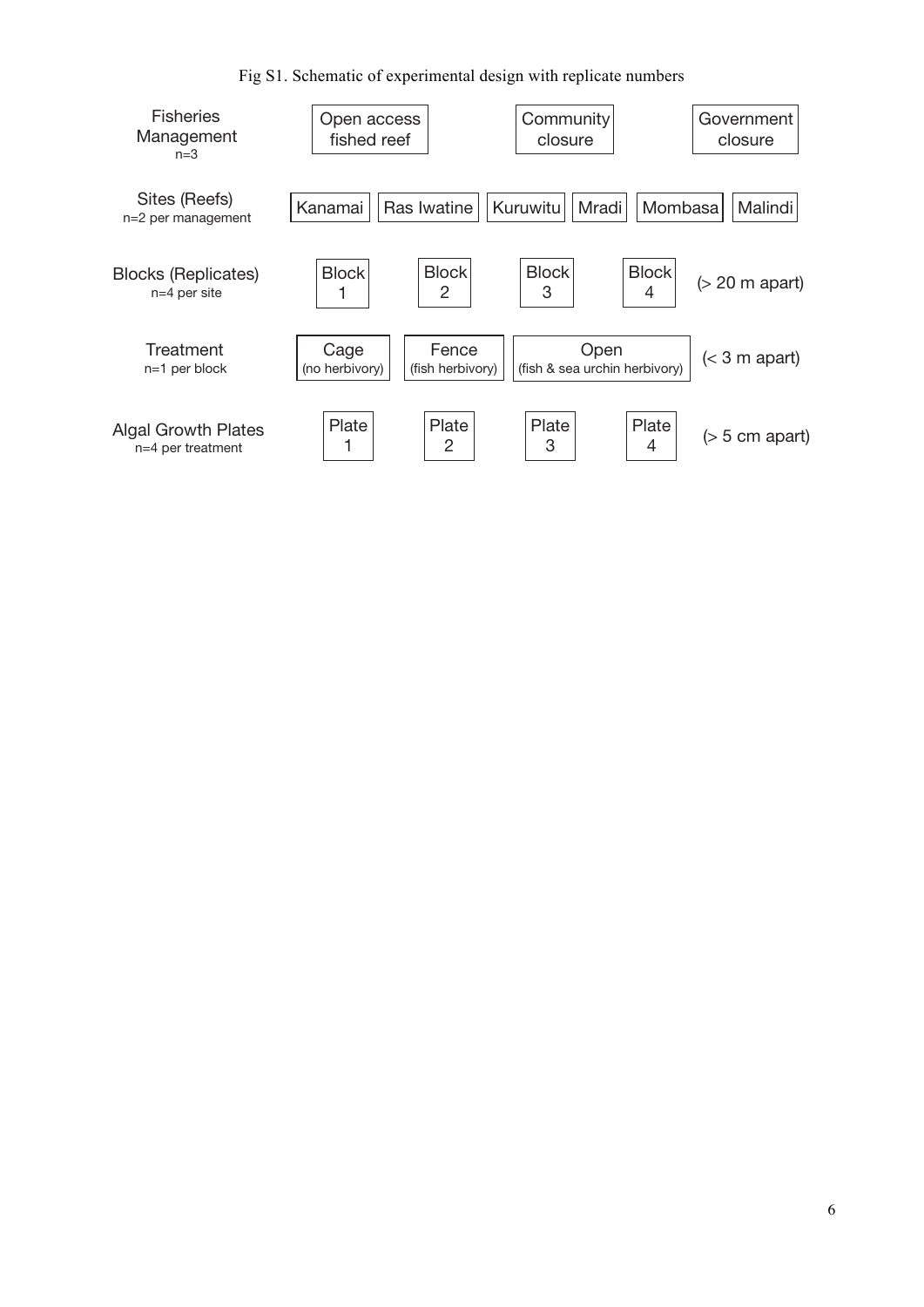Fig S1. Schematic of experimental design with replicate numbers

| Level | | | | | | |
|---|---|---|---|---|---|---|
| Fisheries Management (n=3) | Open access fished reef | | Community closure | | Government closure | |
| Sites (Reefs) (n=2 per management) | Kanamai | Ras Iwatine | Kuruwitu | Mradi | Mombasa | Malindi |
| Blocks (Replicates) (n=4 per site) | Block 1 | Block 2 | Block 3 | Block 4 | (> 20 m apart) | |
| Treatment (n=1 per block) | Cage (no herbivory) | Fence (fish herbivory) | Open (fish & sea urchin herbivory) | (< 3 m apart) | | |
| Algal Growth Plates (n=4 per treatment) | Plate 1 | Plate 2 | Plate 3 | Plate 4 | (> 5 cm apart) | |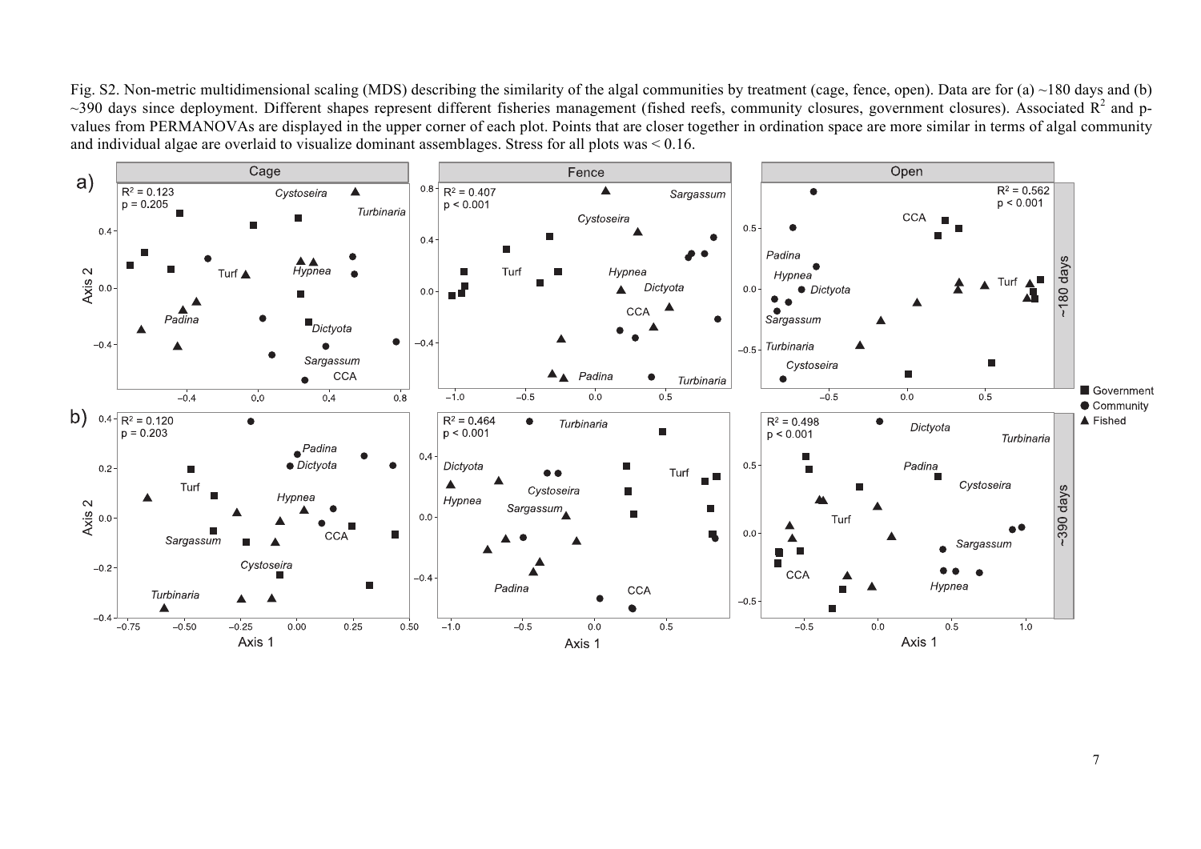Fig. S2. Non-metric multidimensional scaling (MDS) describing the similarity of the algal communities by treatment (cage, fence, open). Data are for (a) ~180 days and (b) ~390 days since deployment. Different shapes represent different fisheries management (fished reefs, community closures, government closures). Associated $R^2$ and p-values from PERMANOVAs are displayed in the upper corner of each plot. Points that are closer together in ordination space are more similar in terms of algal community and individual algae are overlaid to visualize dominant assemblages. Stress for all plots was < 0.16.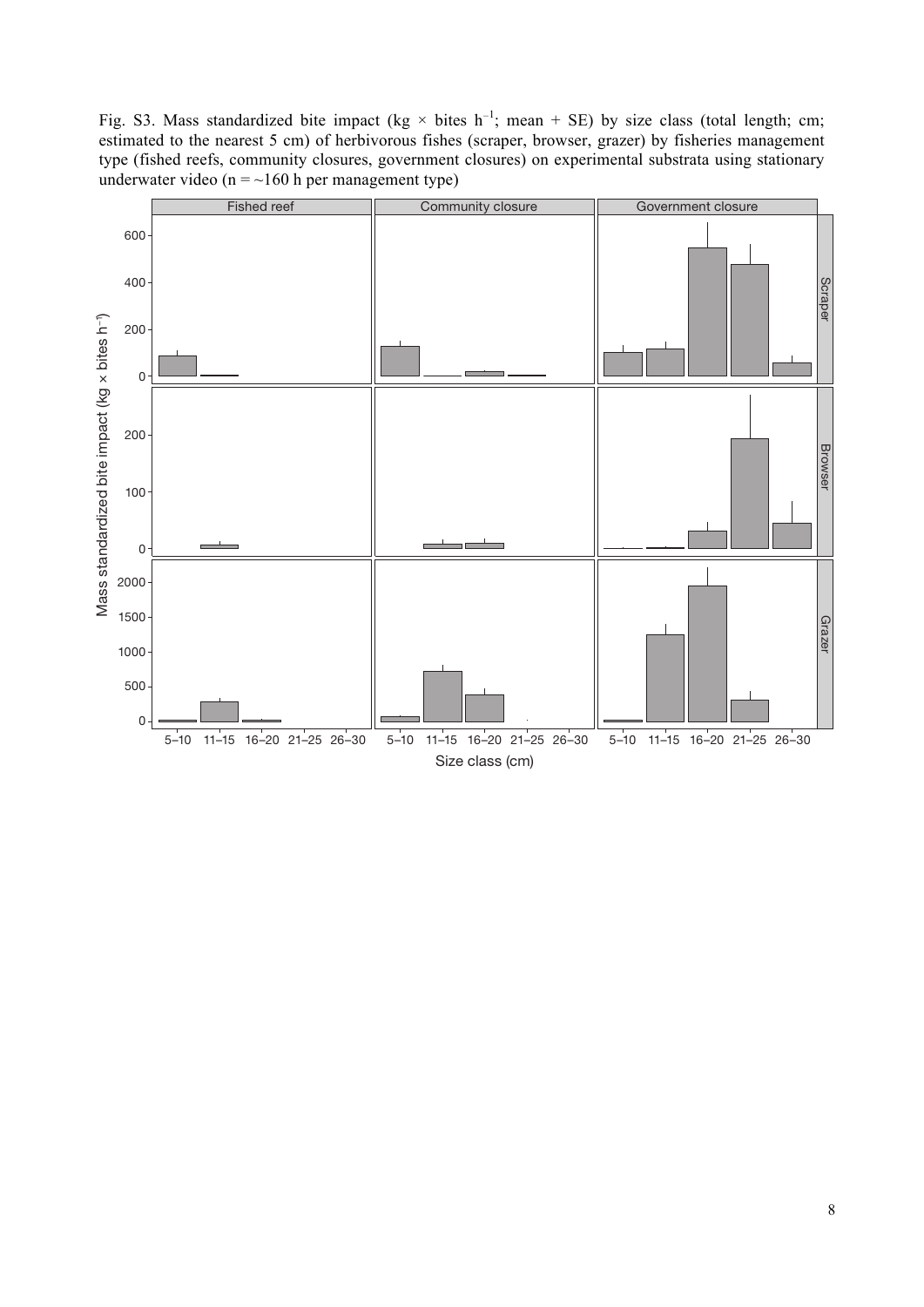Fig. S3. Mass standardized bite impact (kg × bites $h^{-1}$; mean + SE) by size class (total length; cm; estimated to the nearest 5 cm) of herbivorous fishes (scraper, browser, grazer) by fisheries management type (fished reefs, community closures, government closures) on experimental substrata using stationary underwater video (n = ~160 h per management type)

Fished reef
Community closure
Government closure

Scraper
Browser
Grazer

Mass standardized bite impact (kg × bites $h^{-1}$)

600
400
200
0

200
100
0

2000
1500
1000
500
0

5–10 11–15 16–20 21–25 26–30

Size class (cm)